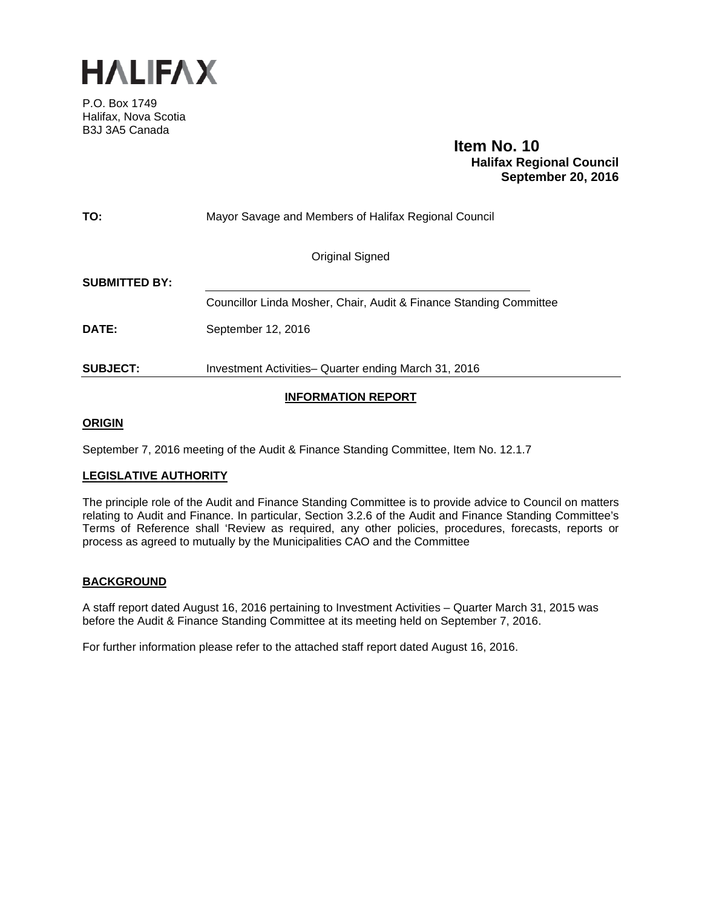# HALIFAX

P.O. Box 1749
Halifax, Nova Scotia
B3J 3A5 Canada

**Item No. 10**
**Halifax Regional Council**
**September 20, 2016**

**TO:** Mayor Savage and Members of Halifax Regional Council

Original Signed

**SUBMITTED BY:**

Councillor Linda Mosher, Chair, Audit & Finance Standing Committee

**DATE:** September 12, 2016

**SUBJECT:** Investment Activities– Quarter ending March 31, 2016

## INFORMATION REPORT

### ORIGIN

September 7, 2016 meeting of the Audit & Finance Standing Committee, Item No. 12.1.7

### LEGISLATIVE AUTHORITY

The principle role of the Audit and Finance Standing Committee is to provide advice to Council on matters relating to Audit and Finance. In particular, Section 3.2.6 of the Audit and Finance Standing Committee's Terms of Reference shall 'Review as required, any other policies, procedures, forecasts, reports or process as agreed to mutually by the Municipalities CAO and the Committee

### BACKGROUND

A staff report dated August 16, 2016 pertaining to Investment Activities – Quarter March 31, 2015 was before the Audit & Finance Standing Committee at its meeting held on September 7, 2016.

For further information please refer to the attached staff report dated August 16, 2016.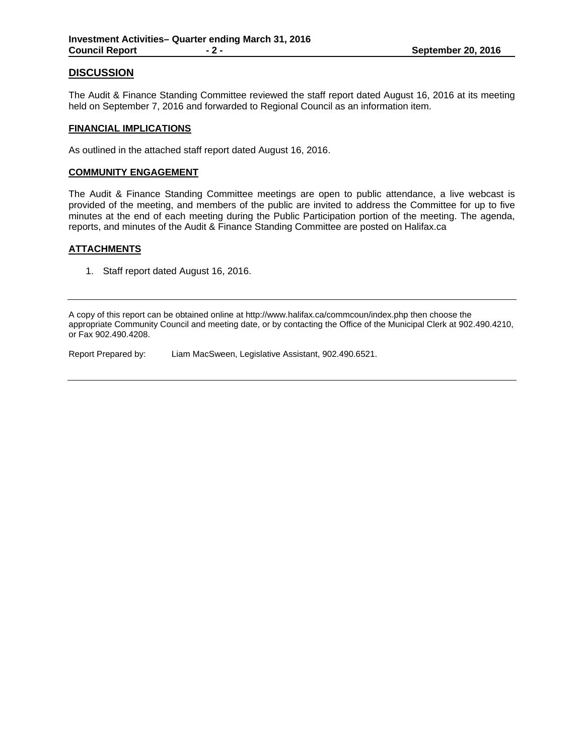## DISCUSSION

The Audit & Finance Standing Committee reviewed the staff report dated August 16, 2016 at its meeting held on September 7, 2016 and forwarded to Regional Council as an information item.

### FINANCIAL IMPLICATIONS

As outlined in the attached staff report dated August 16, 2016.

### COMMUNITY ENGAGEMENT

The Audit & Finance Standing Committee meetings are open to public attendance, a live webcast is provided of the meeting, and members of the public are invited to address the Committee for up to five minutes at the end of each meeting during the Public Participation portion of the meeting. The agenda, reports, and minutes of the Audit & Finance Standing Committee are posted on Halifax.ca

### ATTACHMENTS

1. Staff report dated August 16, 2016.

---

A copy of this report can be obtained online at http://www.halifax.ca/commcoun/index.php then choose the appropriate Community Council and meeting date, or by contacting the Office of the Municipal Clerk at 902.490.4210, or Fax 902.490.4208.

Report Prepared by: Liam MacSween, Legislative Assistant, 902.490.6521.

---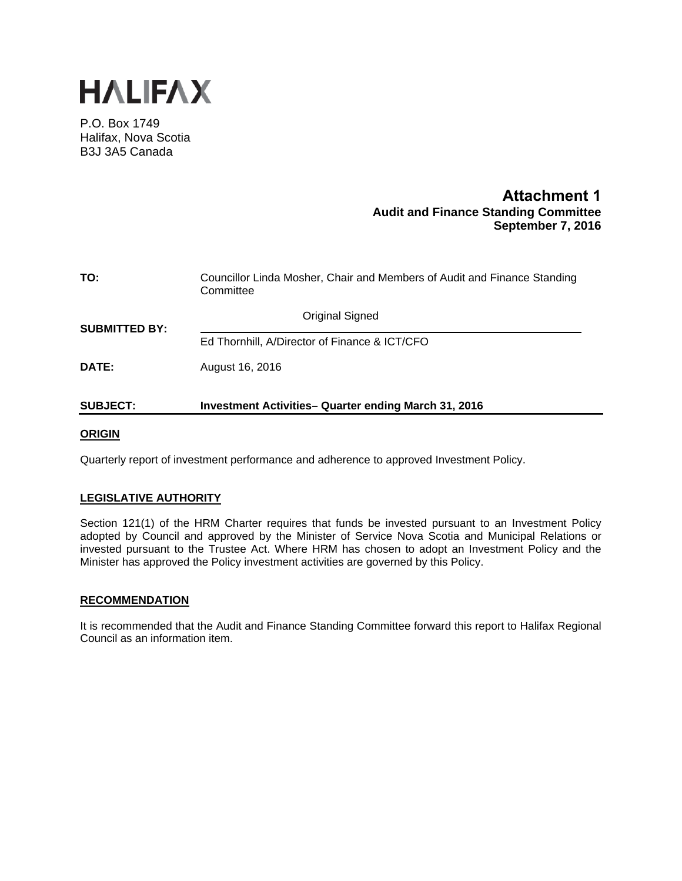# HALIFAX

P.O. Box 1749
Halifax, Nova Scotia
B3J 3A5 Canada

**Attachment 1**
**Audit and Finance Standing Committee**
**September 7, 2016**

**TO:** Councillor Linda Mosher, Chair and Members of Audit and Finance Standing Committee

**SUBMITTED BY:** Original Signed

Ed Thornhill, A/Director of Finance & ICT/CFO

**DATE:** August 16, 2016

**SUBJECT:** **Investment Activities– Quarter ending March 31, 2016**

## ORIGIN

Quarterly report of investment performance and adherence to approved Investment Policy.

## LEGISLATIVE AUTHORITY

Section 121(1) of the HRM Charter requires that funds be invested pursuant to an Investment Policy adopted by Council and approved by the Minister of Service Nova Scotia and Municipal Relations or invested pursuant to the Trustee Act. Where HRM has chosen to adopt an Investment Policy and the Minister has approved the Policy investment activities are governed by this Policy.

## RECOMMENDATION

It is recommended that the Audit and Finance Standing Committee forward this report to Halifax Regional Council as an information item.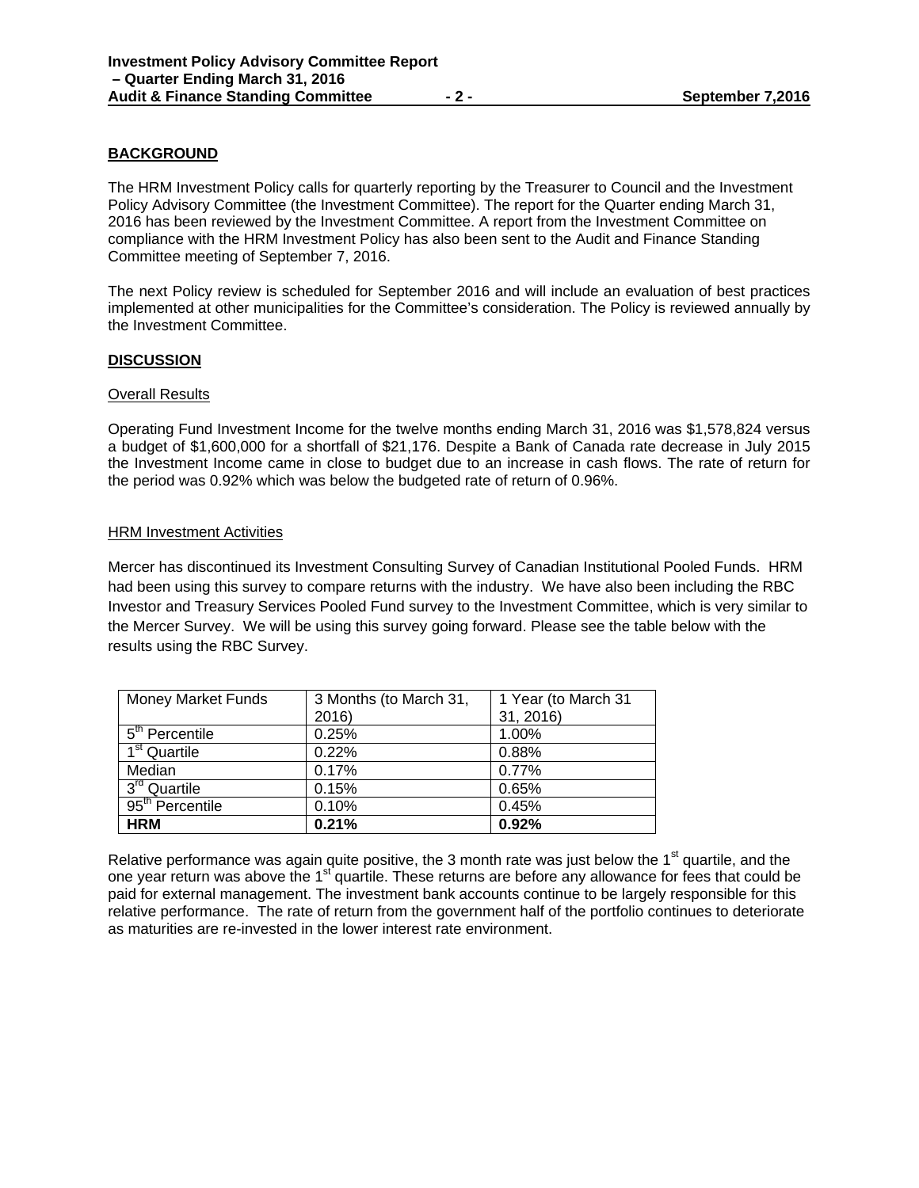## BACKGROUND

The HRM Investment Policy calls for quarterly reporting by the Treasurer to Council and the Investment Policy Advisory Committee (the Investment Committee). The report for the Quarter ending March 31, 2016 has been reviewed by the Investment Committee. A report from the Investment Committee on compliance with the HRM Investment Policy has also been sent to the Audit and Finance Standing Committee meeting of September 7, 2016.

The next Policy review is scheduled for September 2016 and will include an evaluation of best practices implemented at other municipalities for the Committee's consideration. The Policy is reviewed annually by the Investment Committee.

## DISCUSSION

### Overall Results

Operating Fund Investment Income for the twelve months ending March 31, 2016 was $1,578,824 versus a budget of $1,600,000 for a shortfall of $21,176. Despite a Bank of Canada rate decrease in July 2015 the Investment Income came in close to budget due to an increase in cash flows. The rate of return for the period was 0.92% which was below the budgeted rate of return of 0.96%.

### HRM Investment Activities

Mercer has discontinued its Investment Consulting Survey of Canadian Institutional Pooled Funds. HRM had been using this survey to compare returns with the industry. We have also been including the RBC Investor and Treasury Services Pooled Fund survey to the Investment Committee, which is very similar to the Mercer Survey. We will be using this survey going forward. Please see the table below with the results using the RBC Survey.

| Money Market Funds | 3 Months (to March 31, 2016) | 1 Year (to March 31 31, 2016) |
|---|---|---|
| 5th Percentile | 0.25% | 1.00% |
| 1st Quartile | 0.22% | 0.88% |
| Median | 0.17% | 0.77% |
| 3rd Quartile | 0.15% | 0.65% |
| 95th Percentile | 0.10% | 0.45% |
| **HRM** | **0.21%** | **0.92%** |

Relative performance was again quite positive, the 3 month rate was just below the 1st quartile, and the one year return was above the 1st quartile. These returns are before any allowance for fees that could be paid for external management. The investment bank accounts continue to be largely responsible for this relative performance. The rate of return from the government half of the portfolio continues to deteriorate as maturities are re-invested in the lower interest rate environment.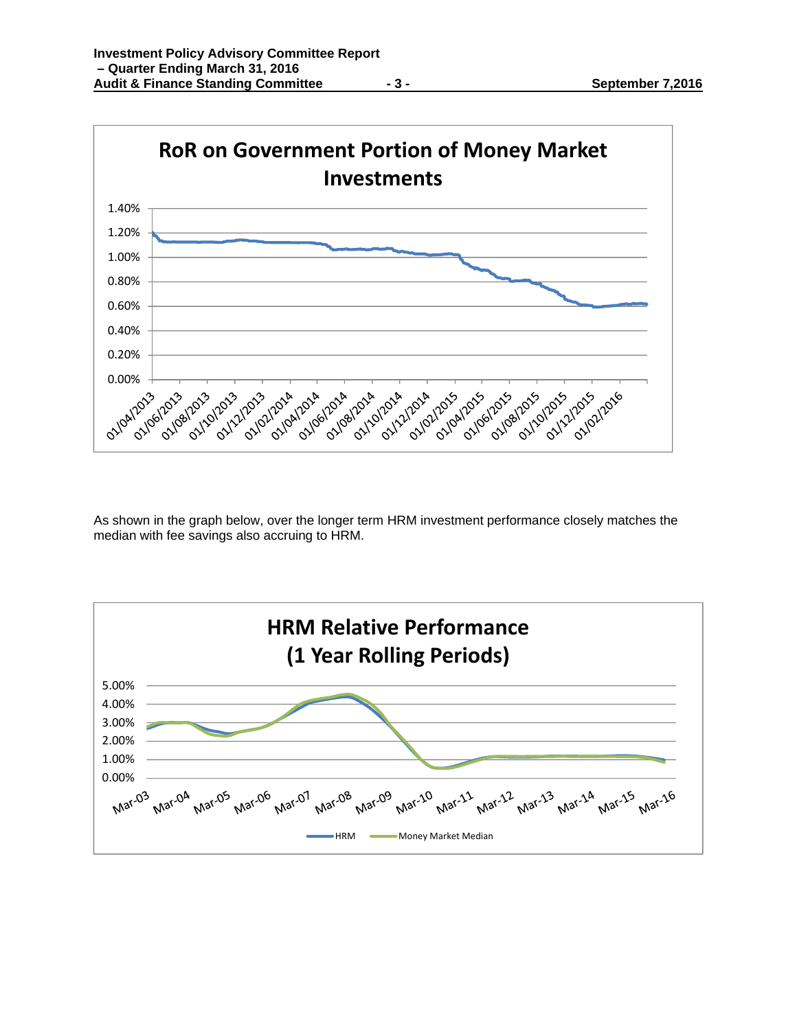**RoR on Government Portion of Money Market Investments**

As shown in the graph below, over the longer term HRM investment performance closely matches the median with fee savings also accruing to HRM.

**HRM Relative Performance (1 Year Rolling Periods)**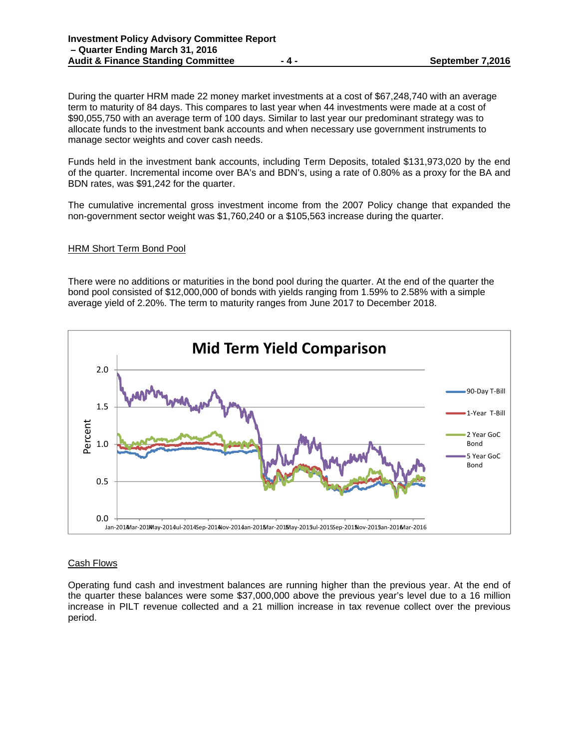During the quarter HRM made 22 money market investments at a cost of $67,248,740 with an average term to maturity of 84 days. This compares to last year when 44 investments were made at a cost of $90,055,750 with an average term of 100 days. Similar to last year our predominant strategy was to allocate funds to the investment bank accounts and when necessary use government instruments to manage sector weights and cover cash needs.

Funds held in the investment bank accounts, including Term Deposits, totaled $131,973,020 by the end of the quarter. Incremental income over BA's and BDN's, using a rate of 0.80% as a proxy for the BA and BDN rates, was $91,242 for the quarter.

The cumulative incremental gross investment income from the 2007 Policy change that expanded the non-government sector weight was $1,760,240 or a $105,563 increase during the quarter.

## HRM Short Term Bond Pool

There were no additions or maturities in the bond pool during the quarter. At the end of the quarter the bond pool consisted of $12,000,000 of bonds with yields ranging from 1.59% to 2.58% with a simple average yield of 2.20%. The term to maturity ranges from June 2017 to December 2018.

**Mid Term Yield Comparison**

## Cash Flows

Operating fund cash and investment balances are running higher than the previous year. At the end of the quarter these balances were some $37,000,000 above the previous year's level due to a 16 million increase in PILT revenue collected and a 21 million increase in tax revenue collect over the previous period.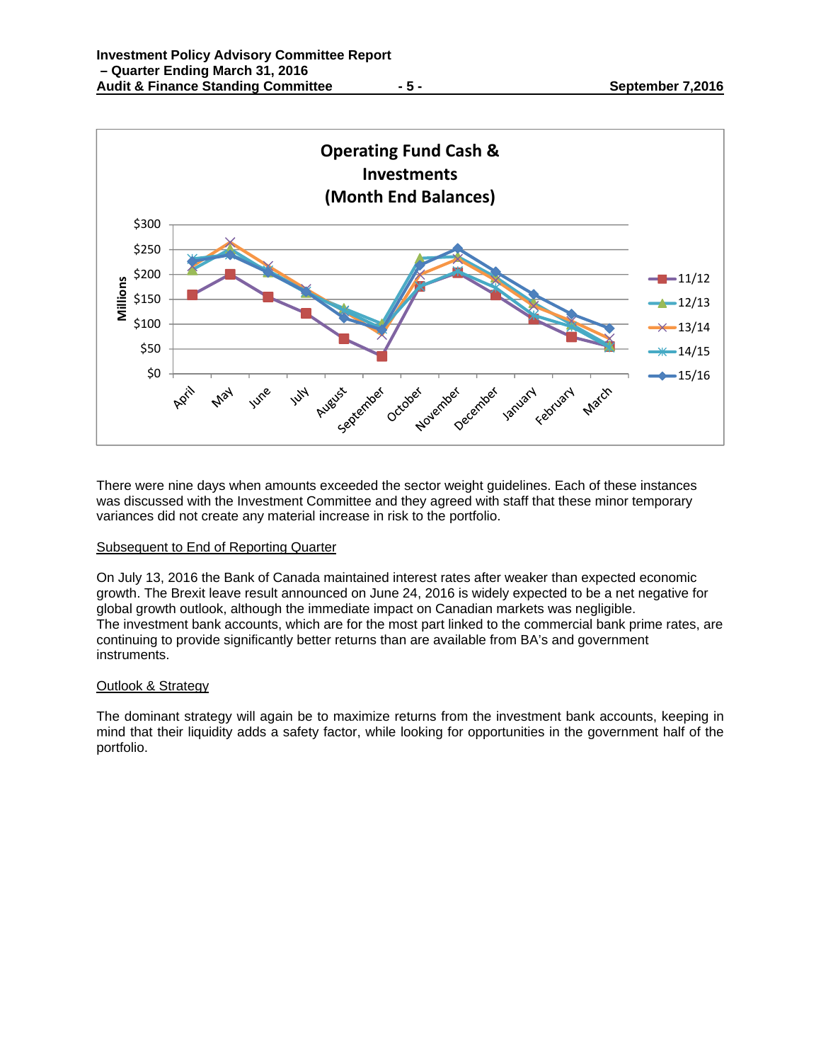**Operating Fund Cash & Investments (Month End Balances)**

There were nine days when amounts exceeded the sector weight guidelines. Each of these instances was discussed with the Investment Committee and they agreed with staff that these minor temporary variances did not create any material increase in risk to the portfolio.

Subsequent to End of Reporting Quarter

On July 13, 2016 the Bank of Canada maintained interest rates after weaker than expected economic growth. The Brexit leave result announced on June 24, 2016 is widely expected to be a net negative for global growth outlook, although the immediate impact on Canadian markets was negligible.
The investment bank accounts, which are for the most part linked to the commercial bank prime rates, are continuing to provide significantly better returns than are available from BA's and government instruments.

Outlook & Strategy

The dominant strategy will again be to maximize returns from the investment bank accounts, keeping in mind that their liquidity adds a safety factor, while looking for opportunities in the government half of the portfolio.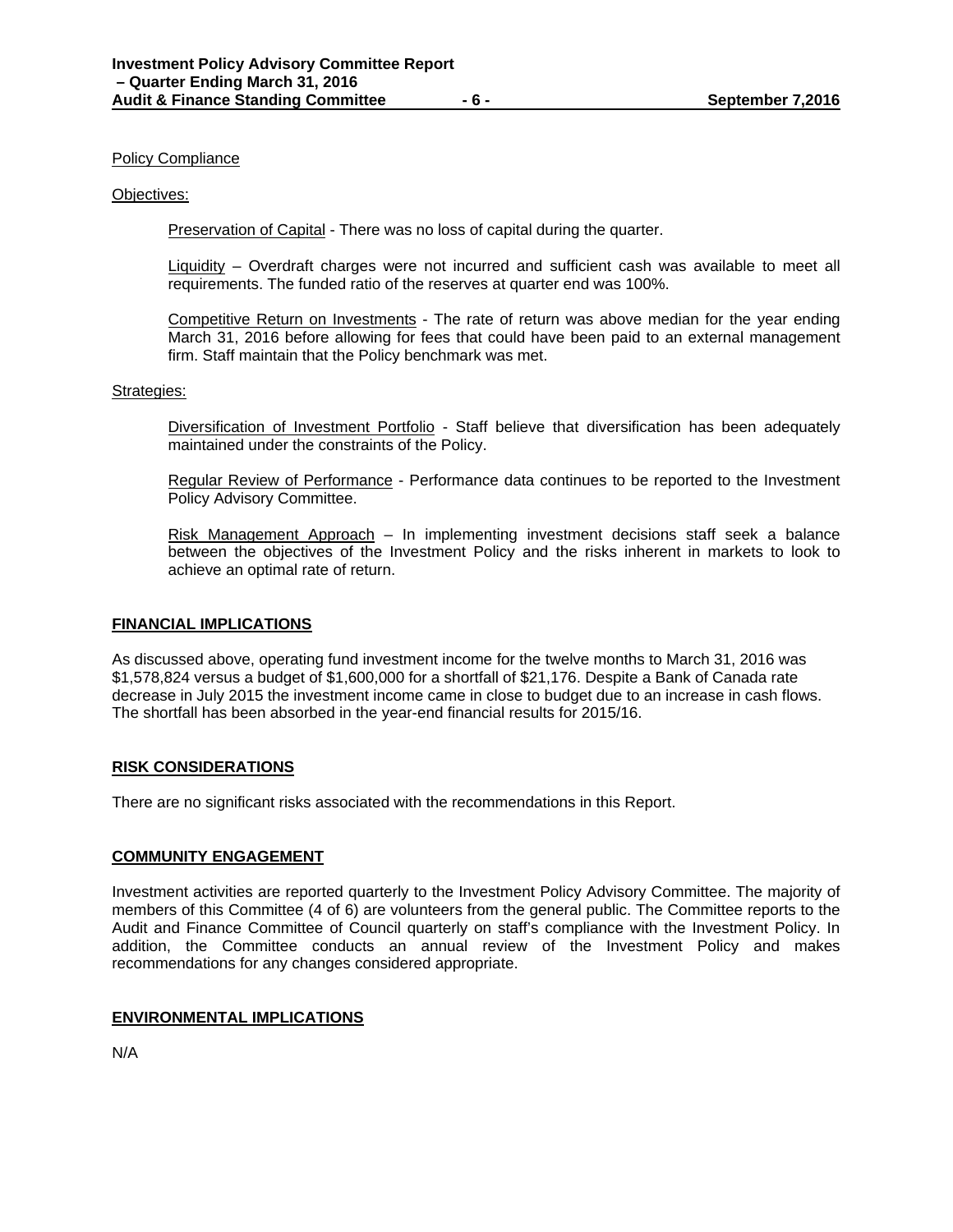Policy Compliance

Objectives:

Preservation of Capital - There was no loss of capital during the quarter.

Liquidity – Overdraft charges were not incurred and sufficient cash was available to meet all requirements. The funded ratio of the reserves at quarter end was 100%.

Competitive Return on Investments - The rate of return was above median for the year ending March 31, 2016 before allowing for fees that could have been paid to an external management firm. Staff maintain that the Policy benchmark was met.

Strategies:

Diversification of Investment Portfolio - Staff believe that diversification has been adequately maintained under the constraints of the Policy.

Regular Review of Performance - Performance data continues to be reported to the Investment Policy Advisory Committee.

Risk Management Approach – In implementing investment decisions staff seek a balance between the objectives of the Investment Policy and the risks inherent in markets to look to achieve an optimal rate of return.

## FINANCIAL IMPLICATIONS

As discussed above, operating fund investment income for the twelve months to March 31, 2016 was $1,578,824 versus a budget of $1,600,000 for a shortfall of $21,176. Despite a Bank of Canada rate decrease in July 2015 the investment income came in close to budget due to an increase in cash flows. The shortfall has been absorbed in the year-end financial results for 2015/16.

## RISK CONSIDERATIONS

There are no significant risks associated with the recommendations in this Report.

## COMMUNITY ENGAGEMENT

Investment activities are reported quarterly to the Investment Policy Advisory Committee. The majority of members of this Committee (4 of 6) are volunteers from the general public. The Committee reports to the Audit and Finance Committee of Council quarterly on staff's compliance with the Investment Policy. In addition, the Committee conducts an annual review of the Investment Policy and makes recommendations for any changes considered appropriate.

## ENVIRONMENTAL IMPLICATIONS

N/A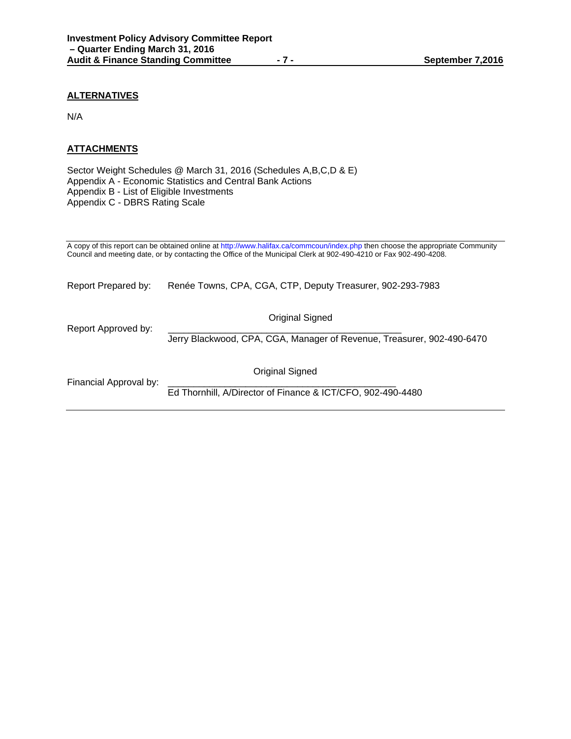## ALTERNATIVES

N/A

## ATTACHMENTS

Sector Weight Schedules @ March 31, 2016 (Schedules A,B,C,D & E)
Appendix A - Economic Statistics and Central Bank Actions
Appendix B - List of Eligible Investments
Appendix C - DBRS Rating Scale

---

A copy of this report can be obtained online at http://www.halifax.ca/commcoun/index.php then choose the appropriate Community Council and meeting date, or by contacting the Office of the Municipal Clerk at 902-490-4210 or Fax 902-490-4208.

Report Prepared by: Renée Towns, CPA, CGA, CTP, Deputy Treasurer, 902-293-7983

Original Signed

Report Approved by: ___________________________________________
Jerry Blackwood, CPA, CGA, Manager of Revenue, Treasurer, 902-490-6470

Original Signed

Financial Approval by: ___________________________________________
Ed Thornhill, A/Director of Finance & ICT/CFO, 902-490-4480

---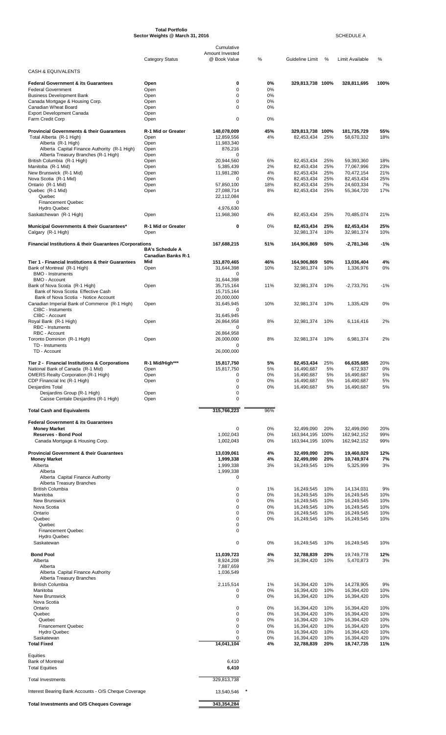**Total Portfolio**
**Sector Weights @ March 31, 2016**

SCHEDULE A

| | Category Status | Cumulative Amount Invested @ Book Value | % | Guideline Limit | % | Limit Available | % |
|---|---|---|---|---|---|---|---|
| CASH & EQUIVALENTS | | | | | | | |
| **Federal Government & its Guarantees** | **Open** | **0** | **0%** | **329,813,738** | **100%** | **328,811,695** | **100%** |
| Federal Government | Open | 0 | 0% | | | | |
| Business Development Bank | Open | 0 | 0% | | | | |
| Canada Mortgage & Housing Corp. | Open | 0 | 0% | | | | |
| Canadian Wheat Board | Open | 0 | 0% | | | | |
| Export Development Canada | Open | | | | | | |
| Farm Credit Corp | Open | 0 | 0% | | | | |
| **Provincial Governments & their Guarantees** | **R-1 Mid or Greater** | **148,078,009** | **45%** | **329,813,738** | **100%** | **181,735,729** | **55%** |
| Total Alberta (R-1 High) | Open | 12,859,556 | 4% | 82,453,434 | 25% | 58,670,332 | 18% |
| Alberta (R-1 High) | Open | 11,983,340 | | | | | |
| Alberta Capital Finance Authority (R-1 High) | Open | 876,216 | | | | | |
| Alberta Treasury Branches (R-1 High) | Open | 0 | | | | | |
| British Columbia (R-1 High) | Open | 20,944,560 | 6% | 82,453,434 | 25% | 59,393,360 | 18% |
| Manitoba (R-1 Mid) | Open | 5,385,439 | 2% | 82,453,434 | 25% | 77,067,996 | 23% |
| New Brunswick (R-1 Mid) | Open | 11,981,280 | 4% | 82,453,434 | 25% | 70,472,154 | 21% |
| Nova Scotia (R-1 Mid) | Open | 0 | 0% | 82,453,434 | 25% | 82,453,434 | 25% |
| Ontario (R-1 Mid) | Open | 57,850,100 | 18% | 82,453,434 | 25% | 24,603,334 | 7% |
| Quebec (R-1 Mid) | Open | 27,088,714 | 8% | 82,453,434 | 25% | 55,364,720 | 17% |
| Quebec | | 22,112,084 | | | | | |
| Financement Quebec | | 0 | | | | | |
| Hydro Quebec | | 4,976,630 | | | | | |
| Saskatchewan (R-1 High) | Open | 11,968,360 | 4% | 82,453,434 | 25% | 70,485,074 | 21% |
| **Municipal Governments & their Guarantees*** | **R-1 Mid or Greater** | **0** | 0% | **82,453,434** | **25%** | **82,453,434** | **25%** |
| Calgary (R-1 High) | Open | | | 32,981,374 | 10% | 32,981,374 | 10% |
| **Financial Institutions & their Guarantees /Corporations** | **BA's Schedule A Canadian Banks R-1 Mid** | **167,688,215** | **51%** | **164,906,869** | **50%** | **-2,781,346** | **-1%** |
| **Tier 1 - Financial Institutions & their Guarantees** | | **151,870,465** | **46%** | **164,906,869** | **50%** | **13,036,404** | **4%** |
| Bank of Montreal (R-1 High) | Open | 31,644,398 | 10% | 32,981,374 | 10% | 1,336,976 | 0% |
| BMO - Instruments | | 0 | | | | | |
| BMO - Account | | 31,644,398 | | | | | |
| Bank of Nova Scotia (R-1 High) | Open | 35,715,164 | 11% | 32,981,374 | 10% | -2,733,791 | -1% |
| Bank of Nova Scotia Effective Cash | | 15,715,164 | | | | | |
| Bank of Nova Scotia - Notice Account | | 20,000,000 | | | | | |
| Canadian Imperial Bank of Commerce (R-1 High) | Open | 31,645,945 | 10% | 32,981,374 | 10% | 1,335,429 | 0% |
| CIBC - Instuments | | 0 | | | | | |
| CIBC - Account | | 31,645,945 | | | | | |
| Royal Bank (R-1 High) | Open | 26,864,958 | 8% | 32,981,374 | 10% | 6,116,416 | 2% |
| RBC - Instuments | | 0 | | | | | |
| RBC - Account | | 26,864,958 | | | | | |
| Toronto Dominion (R-1 High) | Open | 26,000,000 | 8% | 32,981,374 | 10% | 6,981,374 | 2% |
| TD - Instuments | | 0 | | | | | |
| TD - Account | | 26,000,000 | | | | | |
| **Tier 2 - Financial Institutions & Corporations** | **R-1 Mid/High*** ** | **15,817,750** | **5%** | **82,453,434** | **25%** | **66,635,685** | **20%** |
| National Bank of Canada (R-1 Mid) | Open | 15,817,750 | 5% | 16,490,687 | 5% | 672,937 | 0% |
| OMERS Realty Corporation (R-1 High) | Open | 0 | 0% | 16,490,687 | 5% | 16,490,687 | 5% |
| CDP Financial Inc (R-1 High) | Open | 0 | 0% | 16,490,687 | 5% | 16,490,687 | 5% |
| Desjardins Total | | 0 | 0% | 16,490,687 | 5% | 16,490,687 | 5% |
| Desjardins Group (R-1 High) | Open | 0 | | | | | |
| Caisse Centale Desjardins (R-1 High) | Open | 0 | | | | | |
| **Total Cash and Equivalents** | | **315,766,223** | 96% | | | | |
| **Federal Government & its Guarantees** | | | | | | | |
| **Money Market** | | 0 | 0% | 32,499,090 | 20% | 32,499,090 | 20% |
| **Reserves - Bond Pool** | | 1,002,043 | 0% | 163,944,195 | 100% | 162,942,152 | 99% |
| Canada Mortgage & Housing Corp. | | 1,002,043 | 0% | 163,944,195 | 100% | 162,942,152 | 99% |
| **Provincial Government & their Guarantees** | | **13,039,061** | **4%** | **32,499,090** | **20%** | **19,460,029** | **12%** |
| **Money Market** | | **1,999,338** | **4%** | **32,499,090** | **20%** | **10,749,974** | **7%** |
| Alberta | | 1,999,338 | 3% | 16,249,545 | 10% | 5,325,999 | 3% |
| Alberta | | 1,999,338 | | | | | |
| Alberta Capital Finance Authority | | 0 | | | | | |
| Alberta Treasury Branches | | | | | | | |
| British Columbia | | 0 | 1% | 16,249,545 | 10% | 14,134,031 | 9% |
| Manitoba | | 0 | 0% | 16,249,545 | 10% | 16,249,545 | 10% |
| New Brunswick | | 0 | 0% | 16,249,545 | 10% | 16,249,545 | 10% |
| Nova Scotia | | 0 | 0% | 16,249,545 | 10% | 16,249,545 | 10% |
| Ontario | | 0 | 0% | 16,249,545 | 10% | 16,249,545 | 10% |
| Quebec | | 0 | 0% | 16,249,545 | 10% | 16,249,545 | 10% |
| Quebec | | 0 | | | | | |
| Financement Quebec | | 0 | | | | | |
| Hydro Quebec | | | | | | | |
| Saskatewan | | 0 | 0% | 16,249,545 | 10% | 16,249,545 | 10% |
| **Bond Pool** | | **11,039,723** | **4%** | **32,788,839** | **20%** | **19,749,778** | **12%** |
| Alberta | | 8,924,208 | 3% | 16,394,420 | 10% | 5,470,873 | 3% |
| Alberta | | 7,887,659 | | | | | |
| Alberta Capital Finance Authority | | 1,036,549 | | | | | |
| Alberta Treasury Branches | | | | | | | |
| British Columbia | | 2,115,514 | 1% | 16,394,420 | 10% | 14,278,905 | 9% |
| Manitoba | | 0 | 0% | 16,394,420 | 10% | 16,394,420 | 10% |
| New Brunswick | | 0 | 0% | 16,394,420 | 10% | 16,394,420 | 10% |
| Nova Scotia | | | | | | | |
| Ontario | | 0 | 0% | 16,394,420 | 10% | 16,394,420 | 10% |
| Quebec | | 0 | 0% | 16,394,420 | 10% | 16,394,420 | 10% |
| Quebec | | 0 | 0% | 16,394,420 | 10% | 16,394,420 | 10% |
| Financement Quebec | | 0 | 0% | 16,394,420 | 10% | 16,394,420 | 10% |
| Hydro Quebec | | 0 | 0% | 16,394,420 | 10% | 16,394,420 | 10% |
| Saskatewan | | 0 | 0% | 16,394,420 | 10% | 16,394,420 | 10% |
| **Total Fixed** | | **14,041,104** | **4%** | **32,788,839** | **20%** | **18,747,735** | **11%** |
| Equities | | | | | | | |
| Bank of Montreal | | 6,410 | | | | | |
| Total Equities | | **6,410** | | | | | |
| Total Investments | | 329,813,738 | | | | | |
| Interest Bearing Bank Accounts - O/S Cheque Coverage | | 13,540,546 * | | | | | |
| **Total Investments and O/S Cheques Coverage** | | **343,354,284** | | | | | |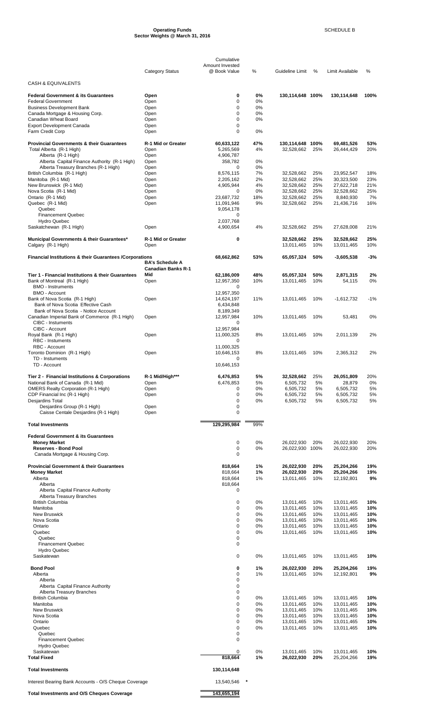# Operating Funds
## Sector Weights @ March 31, 2016

SCHEDULE B

| | Category Status | Cumulative Amount Invested @ Book Value | % | Guideline Limit | % | Limit Available | % |
|---|---|---|---|---|---|---|---|
| CASH & EQUIVALENTS | | | | | | | |
| **Federal Government & its Guarantees** | **Open** | **0** | **0%** | **130,114,648** | **100%** | **130,114,648** | **100%** |
| Federal Government | Open | 0 | 0% | | | | |
| Business Development Bank | Open | 0 | 0% | | | | |
| Canada Mortgage & Housing Corp. | Open | 0 | 0% | | | | |
| Canadian Wheat Board | Open | 0 | 0% | | | | |
| Export Development Canada | Open | 0 | | | | | |
| Farm Credit Corp | Open | 0 | 0% | | | | |
| **Provincial Governments & their Guarantees** | **R-1 Mid or Greater** | **60,633,122** | **47%** | **130,114,648** | **100%** | **69,481,526** | **53%** |
| Total Alberta (R-1 High) | Open | 5,265,569 | 4% | 32,528,662 | 25% | 26,444,429 | 20% |
| Alberta (R-1 High) | Open | 4,906,787 | | | | | |
| Alberta Capital Finance Authority (R-1 High) | Open | 358,782 | 0% | | | | |
| Alberta Treasury Branches (R-1 High) | Open | 0 | 0% | | | | |
| British Columbia (R-1 High) | Open | 8,576,115 | 7% | 32,528,662 | 25% | 23,952,547 | 18% |
| Manitoba (R-1 Mid) | Open | 2,205,162 | 2% | 32,528,662 | 25% | 30,323,500 | 23% |
| New Brunswick (R-1 Mid) | Open | 4,905,944 | 4% | 32,528,662 | 25% | 27,622,718 | 21% |
| Nova Scotia (R-1 Mid) | Open | 0 | 0% | 32,528,662 | 25% | 32,528,662 | 25% |
| Ontario (R-1 Mid) | Open | 23,687,732 | 18% | 32,528,662 | 25% | 8,840,930 | 7% |
| Quebec (R-1 Mid) | Open | 11,091,946 | 9% | 32,528,662 | 25% | 21,436,716 | 16% |
| Quebec | | 9,054,178 | | | | | |
| Financement Quebec | | 0 | | | | | |
| Hydro Quebec | | 2,037,768 | | | | | |
| Saskatchewan (R-1 High) | Open | 4,900,654 | 4% | 32,528,662 | 25% | 27,628,008 | 21% |
| **Municipal Governments & their Guarantees*** | **R-1 Mid or Greater** | **0** | | **32,528,662** | **25%** | **32,528,662** | **25%** |
| Calgary (R-1 High) | Open | | | 13,011,465 | 10% | 13,011,465 | 10% |
| **Financial Institutions & their Guarantees /Corporations** | **BA's Schedule A** | **68,662,862** | **53%** | **65,057,324** | **50%** | **-3,605,538** | **-3%** |
| **Tier 1 - Financial Institutions & their Guarantees** | **Canadian Banks R-1 Mid** | **62,186,009** | **48%** | **65,057,324** | **50%** | **2,871,315** | **2%** |
| Bank of Montreal (R-1 High) | Open | 12,957,350 | 10% | 13,011,465 | 10% | 54,115 | 0% |
| BMO - Instruments | | 0 | | | | | |
| BMO - Account | | 12,957,350 | | | | | |
| Bank of Nova Scotia (R-1 High) | Open | 14,624,197 | 11% | 13,011,465 | 10% | -1,612,732 | -1% |
| Bank of Nova Scotia Effective Cash | | 6,434,848 | | | | | |
| Bank of Nova Scotia - Notice Account | | 8,189,349 | | | | | |
| Canadian Imperial Bank of Commerce (R-1 High) | Open | 12,957,984 | 10% | 13,011,465 | 10% | 53,481 | 0% |
| CIBC - Instuments | | 0 | | | | | |
| CIBC - Account | | 12,957,984 | | | | | |
| Royal Bank (R-1 High) | Open | 11,000,325 | 8% | 13,011,465 | 10% | 2,011,139 | 2% |
| RBC - Instuments | | 0 | | | | | |
| RBC - Account | | 11,000,325 | | | | | |
| Toronto Dominion (R-1 High) | Open | 10,646,153 | 8% | 13,011,465 | 10% | 2,365,312 | 2% |
| TD - Instuments | | 0 | | | | | |
| TD - Account | | 10,646,153 | | | | | |
| **Tier 2 - Financial Institutions & Corporations** | **R-1 Mid/High*** ** | **6,476,853** | **5%** | **32,528,662** | **25%** | **26,051,809** | **20%** |
| National Bank of Canada (R-1 Mid) | Open | 6,476,853 | 5% | 6,505,732 | 5% | 28,879 | 0% |
| OMERS Realty Corporation (R-1 High) | Open | 0 | 0% | 6,505,732 | 5% | 6,505,732 | 5% |
| CDP Financial Inc (R-1 High) | Open | 0 | 0% | 6,505,732 | 5% | 6,505,732 | 5% |
| Desjardins Total | | 0 | 0% | 6,505,732 | 5% | 6,505,732 | 5% |
| Desjardins Group (R-1 High) | Open | 0 | | | | | |
| Caisse Centale Desjardins (R-1 High) | Open | 0 | | | | | |
| **Total Investments** | | **129,295,984** | **99%** | | | | |
| **Federal Government & its Guarantees** | | | | | | | |
| **Money Market** | | 0 | 0% | 26,022,930 | 20% | 26,022,930 | 20% |
| **Reserves - Bond Pool** | | 0 | 0% | 26,022,930 | 100% | 26,022,930 | 20% |
| Canada Mortgage & Housing Corp. | | 0 | | | | | |
| **Provincial Government & their Guarantees** | | **818,664** | **1%** | **26,022,930** | **20%** | **25,204,266** | **19%** |
| **Money Market** | | **818,664** | **1%** | **26,022,930** | **20%** | **25,204,266** | **19%** |
| Alberta | | 818,664 | 1% | 13,011,465 | 10% | 12,192,801 | **9%** |
| Alberta | | 818,664 | | | | | |
| Alberta Capital Finance Authority | | 0 | | | | | |
| Alberta Treasury Branches | | | | | | | |
| British Columbia | | 0 | 0% | 13,011,465 | 10% | 13,011,465 | **10%** |
| Manitoba | | 0 | 0% | 13,011,465 | 10% | 13,011,465 | **10%** |
| New Bruswick | | 0 | 0% | 13,011,465 | 10% | 13,011,465 | **10%** |
| Nova Scotia | | 0 | 0% | 13,011,465 | 10% | 13,011,465 | **10%** |
| Ontario | | 0 | 0% | 13,011,465 | 10% | 13,011,465 | **10%** |
| Quebec | | 0 | 0% | 13,011,465 | 10% | 13,011,465 | **10%** |
| Quebec | | 0 | | | | | |
| Financement Quebec | | 0 | | | | | |
| Hydro Quebec | | | | | | | |
| Saskatewan | | 0 | 0% | 13,011,465 | 10% | 13,011,465 | **10%** |
| **Bond Pool** | | **0** | **1%** | **26,022,930** | **20%** | **25,204,266** | **19%** |
| Alberta | | 0 | 1% | 13,011,465 | 10% | 12,192,801 | **9%** |
| Alberta | | 0 | | | | | |
| Alberta Capital Finance Authority | | 0 | | | | | |
| Alberta Treasury Branches | | 0 | | | | | |
| British Columbia | | 0 | 0% | 13,011,465 | 10% | 13,011,465 | **10%** |
| Manitoba | | 0 | 0% | 13,011,465 | 10% | 13,011,465 | **10%** |
| New Bruswick | | 0 | 0% | 13,011,465 | 10% | 13,011,465 | **10%** |
| Nova Scotia | | 0 | 0% | 13,011,465 | 10% | 13,011,465 | **10%** |
| Ontario | | 0 | 0% | 13,011,465 | 10% | 13,011,465 | **10%** |
| Quebec | | 0 | 0% | 13,011,465 | 10% | 13,011,465 | **10%** |
| Quebec | | 0 | | | | | |
| Financement Quebec | | 0 | | | | | |
| Hydro Quebec | | | | | | | |
| Saskatewan | | 0 | 0% | 13,011,465 | 10% | 13,011,465 | **10%** |
| **Total Fixed** | | **818,664** | **1%** | **26,022,930** | **20%** | **25,204,266** | **19%** |
| **Total Investments** | | **130,114,648** | | | | | |
| Interest Bearing Bank Accounts - O/S Cheque Coverage | | 13,540,546 * | | | | | |
| **Total Investments and O/S Cheques Coverage** | | **143,655,194** | | | | | |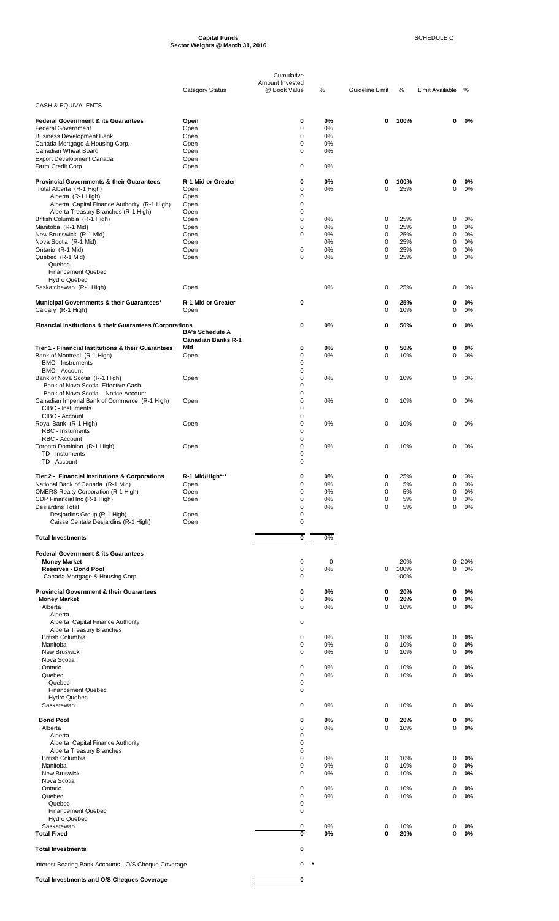# Capital Funds
## Sector Weights @ March 31, 2016

SCHEDULE C

| | Category Status | Cumulative Amount Invested @ Book Value | % | Guideline Limit | % | Limit Available | % |
|---|---|---|---|---|---|---|---|
| CASH & EQUIVALENTS | | | | | | | |
| **Federal Government & its Guarantees** | **Open** | **0** | **0%** | **0** | **100%** | **0** | **0%** |
| Federal Government | Open | 0 | 0% | | | | |
| Business Development Bank | Open | 0 | 0% | | | | |
| Canada Mortgage & Housing Corp. | Open | 0 | 0% | | | | |
| Canadian Wheat Board | Open | 0 | 0% | | | | |
| Export Development Canada | Open | | | | | | |
| Farm Credit Corp | Open | 0 | 0% | | | | |
| **Provincial Governments & their Guarantees** | **R-1 Mid or Greater** | **0** | **0%** | **0** | **100%** | **0** | **0%** |
| Total Alberta (R-1 High) | Open | 0 | 0% | 0 | 25% | 0 | 0% |
| Alberta (R-1 High) | Open | 0 | | | | | |
| Alberta Capital Finance Authority (R-1 High) | Open | 0 | | | | | |
| Alberta Treasury Branches (R-1 High) | Open | 0 | | | | | |
| British Columbia (R-1 High) | Open | 0 | 0% | 0 | 25% | 0 | 0% |
| Manitoba (R-1 Mid) | Open | 0 | 0% | 0 | 25% | 0 | 0% |
| New Brunswick (R-1 Mid) | Open | 0 | 0% | 0 | 25% | 0 | 0% |
| Nova Scotia (R-1 Mid) | Open | | 0% | 0 | 25% | 0 | 0% |
| Ontario (R-1 Mid) | Open | 0 | 0% | 0 | 25% | 0 | 0% |
| Quebec (R-1 Mid) | Open | 0 | 0% | 0 | 25% | 0 | 0% |
| Quebec | | | | | | | |
| Financement Quebec | | | | | | | |
| Hydro Quebec | | | | | | | |
| Saskatchewan (R-1 High) | Open | | 0% | 0 | 25% | 0 | 0% |
| **Municipal Governments & their Guarantees*** | **R-1 Mid or Greater** | **0** | | **0** | **25%** | **0** | **0%** |
| Calgary (R-1 High) | Open | | | 0 | 10% | 0 | 0% |
| **Financial Institutions & their Guarantees /Corporations** | **BA's Schedule A Canadian Banks R-1** | **0** | **0%** | **0** | **50%** | **0** | **0%** |
| **Tier 1 - Financial Institutions & their Guarantees** | **Mid** | **0** | **0%** | **0** | **50%** | **0** | **0%** |
| Bank of Montreal (R-1 High) | Open | 0 | 0% | 0 | 10% | 0 | 0% |
| BMO - Instruments | | 0 | | | | | |
| BMO - Account | | 0 | | | | | |
| Bank of Nova Scotia (R-1 High) | Open | 0 | 0% | 0 | 10% | 0 | 0% |
| Bank of Nova Scotia Effective Cash | | 0 | | | | | |
| Bank of Nova Scotia - Notice Account | | 0 | | | | | |
| Canadian Imperial Bank of Commerce (R-1 High) | Open | 0 | 0% | 0 | 10% | 0 | 0% |
| CIBC - Instuments | | 0 | | | | | |
| CIBC - Account | | 0 | | | | | |
| Royal Bank (R-1 High) | Open | 0 | 0% | 0 | 10% | 0 | 0% |
| RBC - Instuments | | 0 | | | | | |
| RBC - Account | | 0 | | | | | |
| Toronto Dominion (R-1 High) | Open | 0 | 0% | 0 | 10% | 0 | 0% |
| TD - Instuments | | 0 | | | | | |
| TD - Account | | 0 | | | | | |
| **Tier 2 - Financial Institutions & Corporations** | **R-1 Mid/High***** | **0** | **0%** | **0** | 25% | **0** | 0% |
| National Bank of Canada (R-1 Mid) | Open | 0 | 0% | 0 | 5% | 0 | 0% |
| OMERS Realty Corporation (R-1 High) | Open | 0 | 0% | 0 | 5% | 0 | 0% |
| CDP Financial Inc (R-1 High) | Open | 0 | 0% | 0 | 5% | 0 | 0% |
| Desjardins Total | | 0 | 0% | 0 | 5% | 0 | 0% |
| Desjardins Group (R-1 High) | Open | 0 | | | | | |
| Caisse Centale Desjardins (R-1 High) | Open | 0 | | | | | |
| **Total Investments** | | **0** | 0% | | | | |
| **Federal Government & its Guarantees** | | | | | | | |
| **Money Market** | | 0 | 0 | | 20% | 0 | 20% |
| **Reserves - Bond Pool** | | 0 | 0% | 0 | 100% | 0 | 0% |
| Canada Mortgage & Housing Corp. | | 0 | | | 100% | | |
| **Provincial Government & their Guarantees** | | **0** | **0%** | **0** | **20%** | **0** | **0%** |
| **Money Market** | | 0 | **0%** | **0** | **20%** | **0** | **0%** |
| Alberta | | 0 | 0% | 0 | 10% | 0 | **0%** |
| Alberta | | | | | | | |
| Alberta Capital Finance Authority | | 0 | | | | | |
| Alberta Treasury Branches | | | | | | | |
| British Columbia | | 0 | 0% | 0 | 10% | 0 | **0%** |
| Manitoba | | 0 | 0% | 0 | 10% | 0 | **0%** |
| New Bruswick | | 0 | 0% | 0 | 10% | 0 | **0%** |
| Nova Scotia | | | | | | | |
| Ontario | | 0 | 0% | 0 | 10% | 0 | **0%** |
| Quebec | | 0 | 0% | 0 | 10% | 0 | **0%** |
| Quebec | | 0 | | | | | |
| Financement Quebec | | 0 | | | | | |
| Hydro Quebec | | | | | | | |
| Saskatewan | | 0 | 0% | 0 | 10% | 0 | **0%** |
| **Bond Pool** | | **0** | **0%** | **0** | **20%** | **0** | **0%** |
| Alberta | | 0 | 0% | 0 | 10% | 0 | **0%** |
| Alberta | | 0 | | | | | |
| Alberta Capital Finance Authority | | 0 | | | | | |
| Alberta Treasury Branches | | 0 | | | | | |
| British Columbia | | 0 | 0% | 0 | 10% | 0 | **0%** |
| Manitoba | | 0 | 0% | 0 | 10% | 0 | **0%** |
| New Bruswick | | 0 | 0% | 0 | 10% | 0 | **0%** |
| Nova Scotia | | | | | | | |
| Ontario | | 0 | 0% | 0 | 10% | 0 | **0%** |
| Quebec | | 0 | 0% | 0 | 10% | 0 | **0%** |
| Quebec | | 0 | | | | | |
| Financement Quebec | | 0 | | | | | |
| Hydro Quebec | | | | | | | |
| Saskatewan | | 0 | 0% | 0 | 10% | 0 | **0%** |
| **Total Fixed** | | **0** | **0%** | **0** | **20%** | 0 | **0%** |
| **Total Investments** | | **0** | | | | | |
| Interest Bearing Bank Accounts - O/S Cheque Coverage | | 0 | * | | | | |
| **Total Investments and O/S Cheques Coverage** | | **0** | | | | | |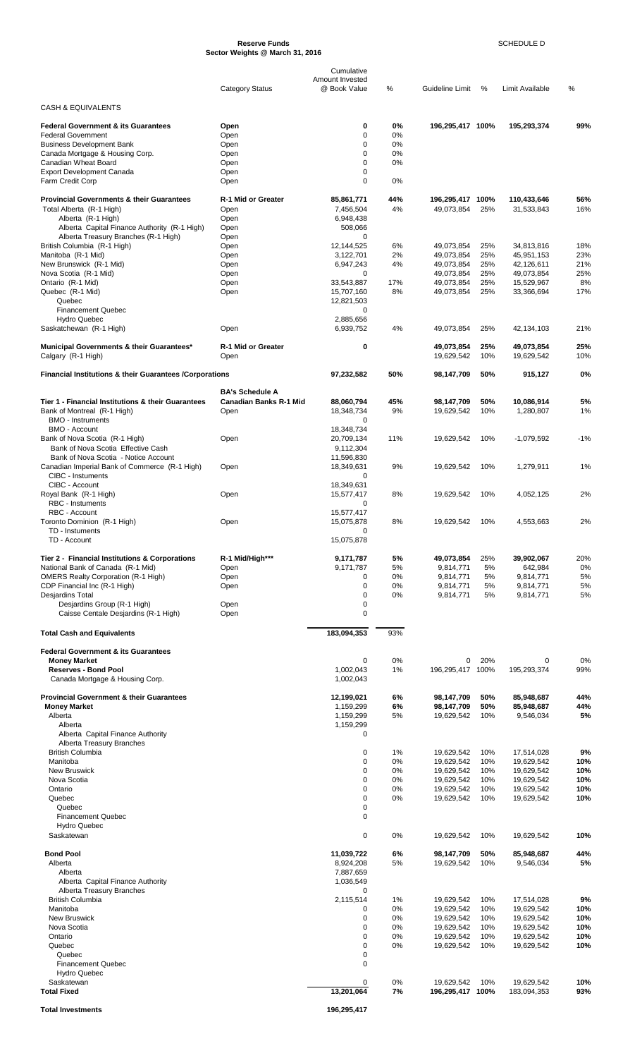**Reserve Funds**
**Sector Weights @ March 31, 2016**

SCHEDULE D

| | Category Status | Cumulative Amount Invested @ Book Value | % | Guideline Limit | % | Limit Available | % |
|---|---|---|---|---|---|---|---|
| CASH & EQUIVALENTS | | | | | | | |
| **Federal Government & its Guarantees** | **Open** | **0** | **0%** | **196,295,417** | **100%** | **195,293,374** | **99%** |
| Federal Government | Open | 0 | 0% | | | | |
| Business Development Bank | Open | 0 | 0% | | | | |
| Canada Mortgage & Housing Corp. | Open | 0 | 0% | | | | |
| Canadian Wheat Board | Open | 0 | 0% | | | | |
| Export Development Canada | Open | 0 | | | | | |
| Farm Credit Corp | Open | 0 | 0% | | | | |
| **Provincial Governments & their Guarantees** | **R-1 Mid or Greater** | **85,861,771** | **44%** | **196,295,417** | **100%** | **110,433,646** | **56%** |
| Total Alberta (R-1 High) | Open | 7,456,504 | 4% | 49,073,854 | 25% | 31,533,843 | 16% |
| Alberta (R-1 High) | Open | 6,948,438 | | | | | |
| Alberta Capital Finance Authority (R-1 High) | Open | 508,066 | | | | | |
| Alberta Treasury Branches (R-1 High) | Open | 0 | | | | | |
| British Columbia (R-1 High) | Open | 12,144,525 | 6% | 49,073,854 | 25% | 34,813,816 | 18% |
| Manitoba (R-1 Mid) | Open | 3,122,701 | 2% | 49,073,854 | 25% | 45,951,153 | 23% |
| New Brunswick (R-1 Mid) | Open | 6,947,243 | 4% | 49,073,854 | 25% | 42,126,611 | 21% |
| Nova Scotia (R-1 Mid) | Open | 0 | | 49,073,854 | 25% | 49,073,854 | 25% |
| Ontario (R-1 Mid) | Open | 33,543,887 | 17% | 49,073,854 | 25% | 15,529,967 | 8% |
| Quebec (R-1 Mid) | Open | 15,707,160 | 8% | 49,073,854 | 25% | 33,366,694 | 17% |
| Quebec | | 12,821,503 | | | | | |
| Financement Quebec | | 0 | | | | | |
| Hydro Quebec | | 2,885,656 | | | | | |
| Saskatchewan (R-1 High) | Open | 6,939,752 | 4% | 49,073,854 | 25% | 42,134,103 | 21% |
| **Municipal Governments & their Guarantees*** | **R-1 Mid or Greater** | **0** | | **49,073,854** | **25%** | **49,073,854** | **25%** |
| Calgary (R-1 High) | Open | | | 19,629,542 | 10% | 19,629,542 | 10% |
| **Financial Institutions & their Guarantees /Corporations** | | **97,232,582** | **50%** | **98,147,709** | **50%** | **915,127** | **0%** |
| **Tier 1 - Financial Institutions & their Guarantees** | **BA's Schedule A Canadian Banks R-1 Mid** | **88,060,794** | **45%** | **98,147,709** | **50%** | **10,086,914** | **5%** |
| Bank of Montreal (R-1 High) | Open | 18,348,734 | 9% | 19,629,542 | 10% | 1,280,807 | 1% |
| BMO - Instruments | | 0 | | | | | |
| BMO - Account | | 18,348,734 | | | | | |
| Bank of Nova Scotia (R-1 High) | Open | 20,709,134 | 11% | 19,629,542 | 10% | -1,079,592 | -1% |
| Bank of Nova Scotia Effective Cash | | 9,112,304 | | | | | |
| Bank of Nova Scotia - Notice Account | | 11,596,830 | | | | | |
| Canadian Imperial Bank of Commerce (R-1 High) | Open | 18,349,631 | 9% | 19,629,542 | 10% | 1,279,911 | 1% |
| CIBC - Instuments | | 0 | | | | | |
| CIBC - Account | | 18,349,631 | | | | | |
| Royal Bank (R-1 High) | Open | 15,577,417 | 8% | 19,629,542 | 10% | 4,052,125 | 2% |
| RBC - Instuments | | 0 | | | | | |
| RBC - Account | | 15,577,417 | | | | | |
| Toronto Dominion (R-1 High) | Open | 15,075,878 | 8% | 19,629,542 | 10% | 4,553,663 | 2% |
| TD - Instuments | | 0 | | | | | |
| TD - Account | | 15,075,878 | | | | | |
| **Tier 2 - Financial Institutions & Corporations** | **R-1 Mid/High*** ** | **9,171,787** | **5%** | **49,073,854** | **25%** | **39,902,067** | **20%** |
| National Bank of Canada (R-1 Mid) | Open | 9,171,787 | 5% | 9,814,771 | 5% | 642,984 | 0% |
| OMERS Realty Corporation (R-1 High) | Open | 0 | 0% | 9,814,771 | 5% | 9,814,771 | 5% |
| CDP Financial Inc (R-1 High) | Open | 0 | 0% | 9,814,771 | 5% | 9,814,771 | 5% |
| Desjardins Total | | 0 | 0% | 9,814,771 | 5% | 9,814,771 | 5% |
| Desjardins Group (R-1 High) | Open | 0 | | | | | |
| Caisse Centale Desjardins (R-1 High) | Open | 0 | | | | | |
| **Total Cash and Equivalents** | | **183,094,353** | **93%** | | | | |
| **Federal Government & its Guarantees** | | | | | | | |
| **Money Market** | | 0 | 0% | 0 | 20% | 0 | 0% |
| **Reserves - Bond Pool** | | 1,002,043 | 1% | 196,295,417 | 100% | 195,293,374 | 99% |
| Canada Mortgage & Housing Corp. | | 1,002,043 | | | | | |
| **Provincial Government & their Guarantees** | | **12,199,021** | **6%** | **98,147,709** | **50%** | **85,948,687** | **44%** |
| **Money Market** | | **1,159,299** | **6%** | **98,147,709** | **50%** | **85,948,687** | **44%** |
| Alberta | | 1,159,299 | 5% | 19,629,542 | 10% | 9,546,034 | **5%** |
| Alberta | | 1,159,299 | | | | | |
| Alberta Capital Finance Authority | | 0 | | | | | |
| Alberta Treasury Branches | | | | | | | |
| British Columbia | | 0 | 1% | 19,629,542 | 10% | 17,514,028 | **9%** |
| Manitoba | | 0 | 0% | 19,629,542 | 10% | 19,629,542 | **10%** |
| New Bruswick | | 0 | 0% | 19,629,542 | 10% | 19,629,542 | **10%** |
| Nova Scotia | | 0 | 0% | 19,629,542 | 10% | 19,629,542 | **10%** |
| Ontario | | 0 | 0% | 19,629,542 | 10% | 19,629,542 | **10%** |
| Quebec | | 0 | 0% | 19,629,542 | 10% | 19,629,542 | **10%** |
| Quebec | | 0 | | | | | |
| Financement Quebec | | 0 | | | | | |
| Hydro Quebec | | | | | | | |
| Saskatewan | | 0 | 0% | 19,629,542 | 10% | 19,629,542 | **10%** |
| **Bond Pool** | | **11,039,722** | **6%** | **98,147,709** | **50%** | **85,948,687** | **44%** |
| Alberta | | 8,924,208 | 5% | 19,629,542 | 10% | 9,546,034 | **5%** |
| Alberta | | 7,887,659 | | | | | |
| Alberta Capital Finance Authority | | 1,036,549 | | | | | |
| Alberta Treasury Branches | | 0 | | | | | |
| British Columbia | | 2,115,514 | 1% | 19,629,542 | 10% | 17,514,028 | **9%** |
| Manitoba | | 0 | 0% | 19,629,542 | 10% | 19,629,542 | **10%** |
| New Bruswick | | 0 | 0% | 19,629,542 | 10% | 19,629,542 | **10%** |
| Nova Scotia | | 0 | 0% | 19,629,542 | 10% | 19,629,542 | **10%** |
| Ontario | | 0 | 0% | 19,629,542 | 10% | 19,629,542 | **10%** |
| Quebec | | 0 | 0% | 19,629,542 | 10% | 19,629,542 | **10%** |
| Quebec | | 0 | | | | | |
| Financement Quebec | | 0 | | | | | |
| Hydro Quebec | | | | | | | |
| Saskatewan | | 0 | 0% | 19,629,542 | 10% | 19,629,542 | **10%** |
| **Total Fixed** | | **13,201,064** | **7%** | **196,295,417** | **100%** | **183,094,353** | **93%** |
| **Total Investments** | | **196,295,417** | | | | | |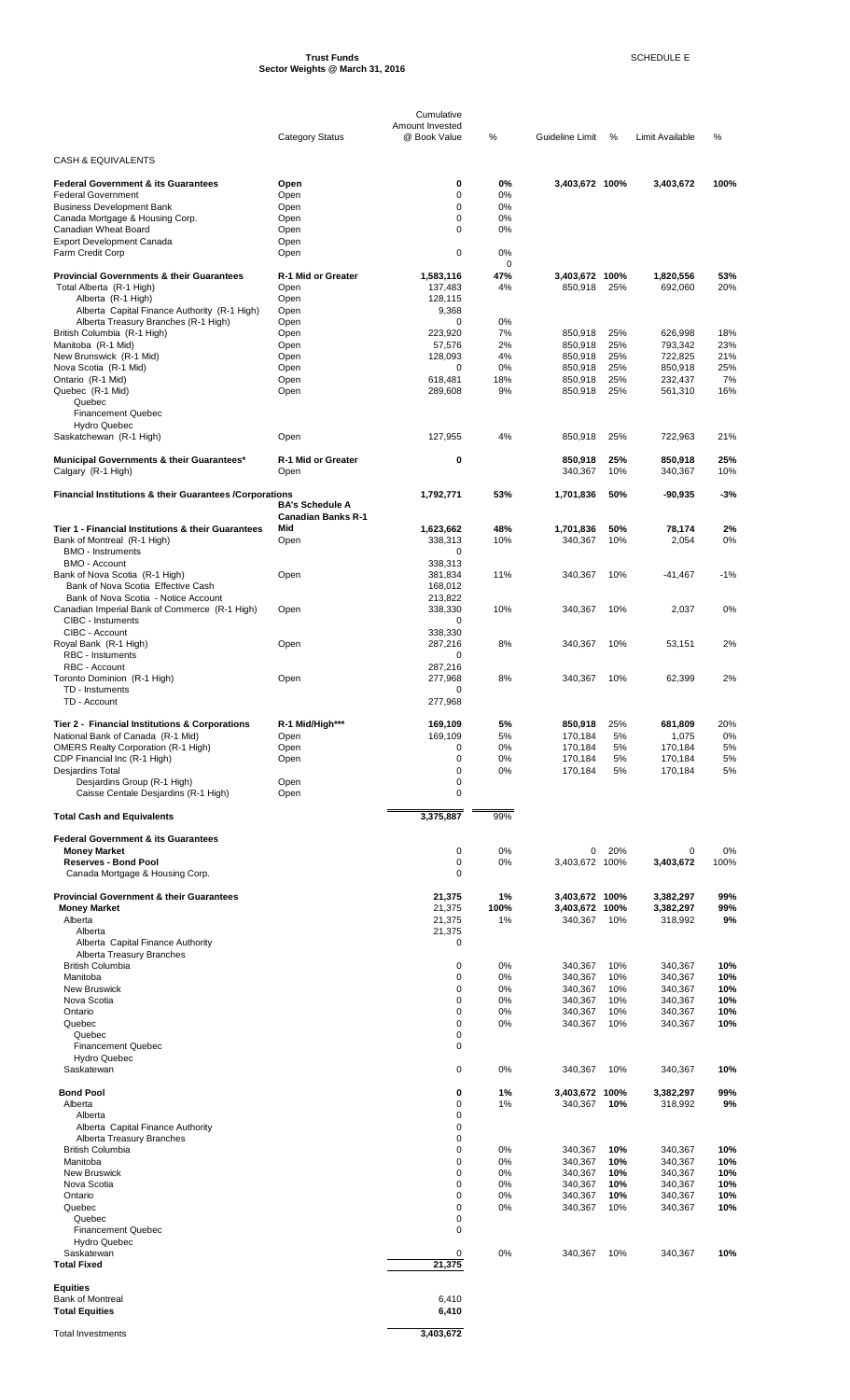# Trust Funds
## Sector Weights @ March 31, 2016

SCHEDULE E

| | Category Status | Cumulative Amount Invested @ Book Value | % | Guideline Limit | % | Limit Available | % |
|---|---|---|---|---|---|---|---|
| CASH & EQUIVALENTS | | | | | | | |
| **Federal Government & its Guarantees** | **Open** | **0** | **0%** | **3,403,672** | **100%** | **3,403,672** | **100%** |
| Federal Government | Open | 0 | 0% | | | | |
| Business Development Bank | Open | 0 | 0% | | | | |
| Canada Mortgage & Housing Corp. | Open | 0 | 0% | | | | |
| Canadian Wheat Board | Open | 0 | 0% | | | | |
| Export Development Canada | Open | | | | | | |
| Farm Credit Corp | Open | 0 | 0% | | | | |
| | | | 0 | | | | |
| **Provincial Governments & their Guarantees** | **R-1 Mid or Greater** | **1,583,116** | **47%** | **3,403,672** | **100%** | **1,820,556** | **53%** |
| Total Alberta (R-1 High) | Open | 137,483 | 4% | 850,918 | 25% | 692,060 | 20% |
| Alberta (R-1 High) | Open | 128,115 | | | | | |
| Alberta Capital Finance Authority (R-1 High) | Open | 9,368 | | | | | |
| Alberta Treasury Branches (R-1 High) | Open | 0 | 0% | | | | |
| British Columbia (R-1 High) | Open | 223,920 | 7% | 850,918 | 25% | 626,998 | 18% |
| Manitoba (R-1 Mid) | Open | 57,576 | 2% | 850,918 | 25% | 793,342 | 23% |
| New Brunswick (R-1 Mid) | Open | 128,093 | 4% | 850,918 | 25% | 722,825 | 21% |
| Nova Scotia (R-1 Mid) | Open | 0 | 0% | 850,918 | 25% | 850,918 | 25% |
| Ontario (R-1 Mid) | Open | 618,481 | 18% | 850,918 | 25% | 232,437 | 7% |
| Quebec (R-1 Mid) | Open | 289,608 | 9% | 850,918 | 25% | 561,310 | 16% |
| Quebec | | | | | | | |
| Financement Quebec | | | | | | | |
| Hydro Quebec | | | | | | | |
| Saskatchewan (R-1 High) | Open | 127,955 | 4% | 850,918 | 25% | 722,963 | 21% |
| **Municipal Governments & their Guarantees*** | **R-1 Mid or Greater** | **0** | | **850,918** | **25%** | **850,918** | **25%** |
| Calgary (R-1 High) | Open | | | 340,367 | 10% | 340,367 | 10% |
| **Financial Institutions & their Guarantees /Corporations** | | **1,792,771** | **53%** | **1,701,836** | **50%** | **-90,935** | **-3%** |
| | **BA's Schedule A Canadian Banks R-1 Mid** | | | | | | |
| **Tier 1 - Financial Institutions & their Guarantees** | | **1,623,662** | **48%** | **1,701,836** | **50%** | **78,174** | **2%** |
| Bank of Montreal (R-1 High) | Open | 338,313 | 10% | 340,367 | 10% | 2,054 | 0% |
| BMO - Instruments | | 0 | | | | | |
| BMO - Account | | 338,313 | | | | | |
| Bank of Nova Scotia (R-1 High) | Open | 381,834 | 11% | 340,367 | 10% | -41,467 | -1% |
| Bank of Nova Scotia Effective Cash | | 168,012 | | | | | |
| Bank of Nova Scotia - Notice Account | | 213,822 | | | | | |
| Canadian Imperial Bank of Commerce (R-1 High) | Open | 338,330 | 10% | 340,367 | 10% | 2,037 | 0% |
| CIBC - Instuments | | 0 | | | | | |
| CIBC - Account | | 338,330 | | | | | |
| Royal Bank (R-1 High) | Open | 287,216 | 8% | 340,367 | 10% | 53,151 | 2% |
| RBC - Instuments | | 0 | | | | | |
| RBC - Account | | 287,216 | | | | | |
| Toronto Dominion (R-1 High) | Open | 277,968 | 8% | 340,367 | 10% | 62,399 | 2% |
| TD - Instuments | | 0 | | | | | |
| TD - Account | | 277,968 | | | | | |
| **Tier 2 - Financial Institutions & Corporations** | **R-1 Mid/High*** ** | **169,109** | **5%** | **850,918** | **25%** | **681,809** | **20%** |
| National Bank of Canada (R-1 Mid) | Open | 169,109 | 5% | 170,184 | 5% | 1,075 | 0% |
| OMERS Realty Corporation (R-1 High) | Open | 0 | 0% | 170,184 | 5% | 170,184 | 5% |
| CDP Financial Inc (R-1 High) | Open | 0 | 0% | 170,184 | 5% | 170,184 | 5% |
| Desjardins Total | | 0 | 0% | 170,184 | 5% | 170,184 | 5% |
| Desjardins Group (R-1 High) | Open | 0 | | | | | |
| Caisse Centale Desjardins (R-1 High) | Open | 0 | | | | | |
| **Total Cash and Equivalents** | | **3,375,887** | **99%** | | | | |
| **Federal Government & its Guarantees** | | | | | | | |
| **Money Market** | | 0 | 0% | 0 | 20% | 0 | 0% |
| **Reserves - Bond Pool** | | 0 | 0% | 3,403,672 | 100% | **3,403,672** | 100% |
| Canada Mortgage & Housing Corp. | | 0 | | | | | |
| **Provincial Government & their Guarantees** | | **21,375** | **1%** | **3,403,672** | **100%** | **3,382,297** | **99%** |
| **Money Market** | | 21,375 | **100%** | **3,403,672** | **100%** | **3,382,297** | **99%** |
| Alberta | | 21,375 | 1% | 340,367 | 10% | 318,992 | **9%** |
| Alberta | | 21,375 | | | | | |
| Alberta Capital Finance Authority | | 0 | | | | | |
| Alberta Treasury Branches | | | | | | | |
| British Columbia | | 0 | 0% | 340,367 | 10% | 340,367 | **10%** |
| Manitoba | | 0 | 0% | 340,367 | 10% | 340,367 | **10%** |
| New Bruswick | | 0 | 0% | 340,367 | 10% | 340,367 | **10%** |
| Nova Scotia | | 0 | 0% | 340,367 | 10% | 340,367 | **10%** |
| Ontario | | 0 | 0% | 340,367 | 10% | 340,367 | **10%** |
| Quebec | | 0 | 0% | 340,367 | 10% | 340,367 | **10%** |
| Quebec | | 0 | | | | | |
| Financement Quebec | | 0 | | | | | |
| Hydro Quebec | | | | | | | |
| Saskatewan | | 0 | 0% | 340,367 | 10% | 340,367 | **10%** |
| **Bond Pool** | | **0** | **1%** | **3,403,672** | **100%** | **3,382,297** | **99%** |
| Alberta | | 0 | 1% | 340,367 | **10%** | 318,992 | **9%** |
| Alberta | | 0 | | | | | |
| Alberta Capital Finance Authority | | 0 | | | | | |
| Alberta Treasury Branches | | 0 | | | | | |
| British Columbia | | 0 | 0% | 340,367 | **10%** | 340,367 | **10%** |
| Manitoba | | 0 | 0% | 340,367 | **10%** | 340,367 | **10%** |
| New Bruswick | | 0 | 0% | 340,367 | **10%** | 340,367 | **10%** |
| Nova Scotia | | 0 | 0% | 340,367 | **10%** | 340,367 | **10%** |
| Ontario | | 0 | 0% | 340,367 | **10%** | 340,367 | **10%** |
| Quebec | | 0 | 0% | 340,367 | 10% | 340,367 | **10%** |
| Quebec | | 0 | | | | | |
| Financement Quebec | | 0 | | | | | |
| Hydro Quebec | | | | | | | |
| Saskatewan | | 0 | 0% | 340,367 | 10% | 340,367 | **10%** |
| **Total Fixed** | | **21,375** | | | | | |
| **Equities** | | | | | | | |
| Bank of Montreal | | 6,410 | | | | | |
| **Total Equities** | | **6,410** | | | | | |
| Total Investments | | **3,403,672** | | | | | |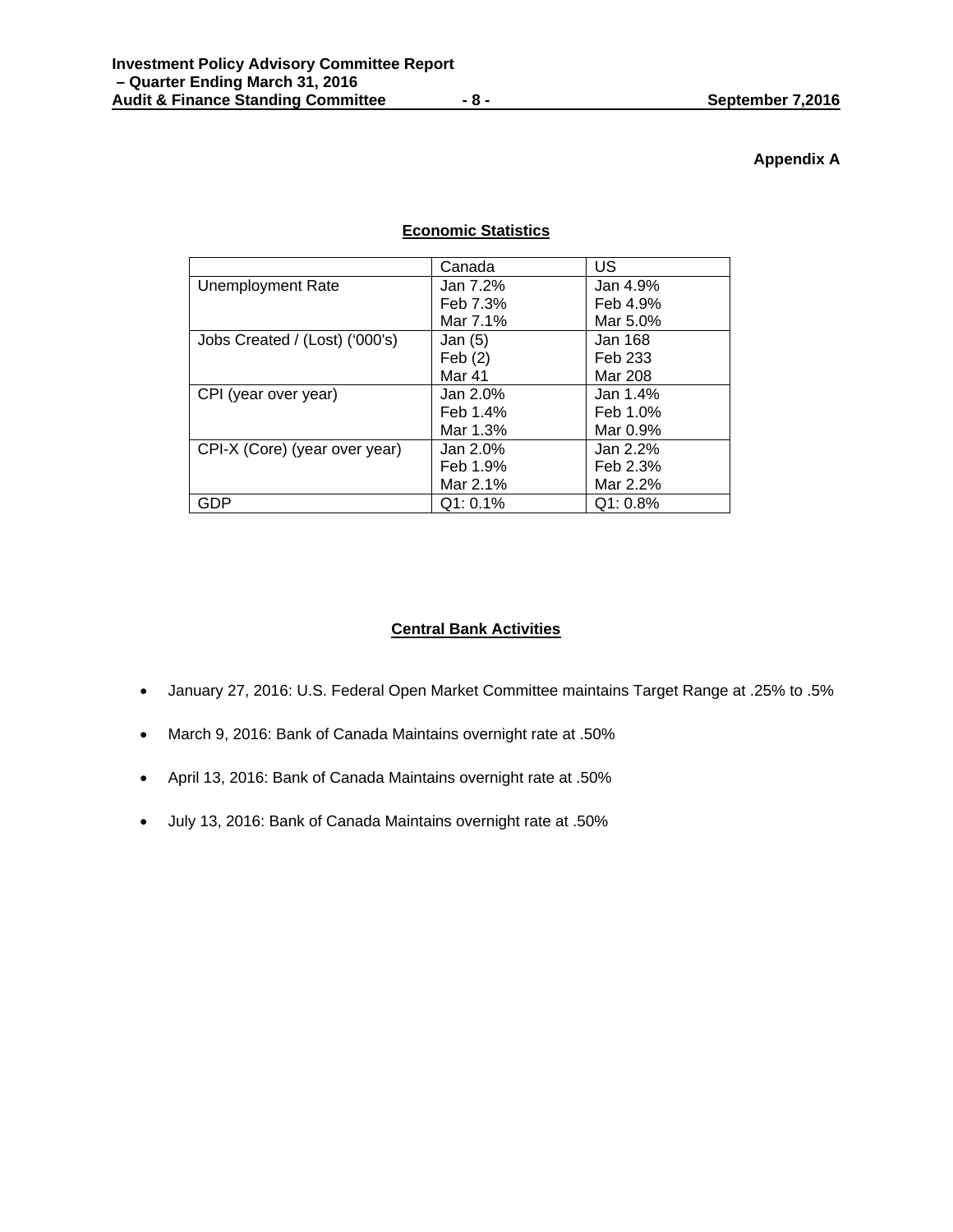**Appendix A**

## Economic Statistics

| | Canada | US |
|---|---|---|
| Unemployment Rate | Jan 7.2%<br>Feb 7.3%<br>Mar 7.1% | Jan 4.9%<br>Feb 4.9%<br>Mar 5.0% |
| Jobs Created / (Lost) ('000's) | Jan (5)<br>Feb (2)<br>Mar 41 | Jan 168<br>Feb 233<br>Mar 208 |
| CPI (year over year) | Jan 2.0%<br>Feb 1.4%<br>Mar 1.3% | Jan 1.4%<br>Feb 1.0%<br>Mar 0.9% |
| CPI-X (Core) (year over year) | Jan 2.0%<br>Feb 1.9%<br>Mar 2.1% | Jan 2.2%<br>Feb 2.3%<br>Mar 2.2% |
| GDP | Q1: 0.1% | Q1: 0.8% |

## Central Bank Activities

- January 27, 2016: U.S. Federal Open Market Committee maintains Target Range at .25% to .5%
- March 9, 2016: Bank of Canada Maintains overnight rate at .50%
- April 13, 2016: Bank of Canada Maintains overnight rate at .50%
- July 13, 2016: Bank of Canada Maintains overnight rate at .50%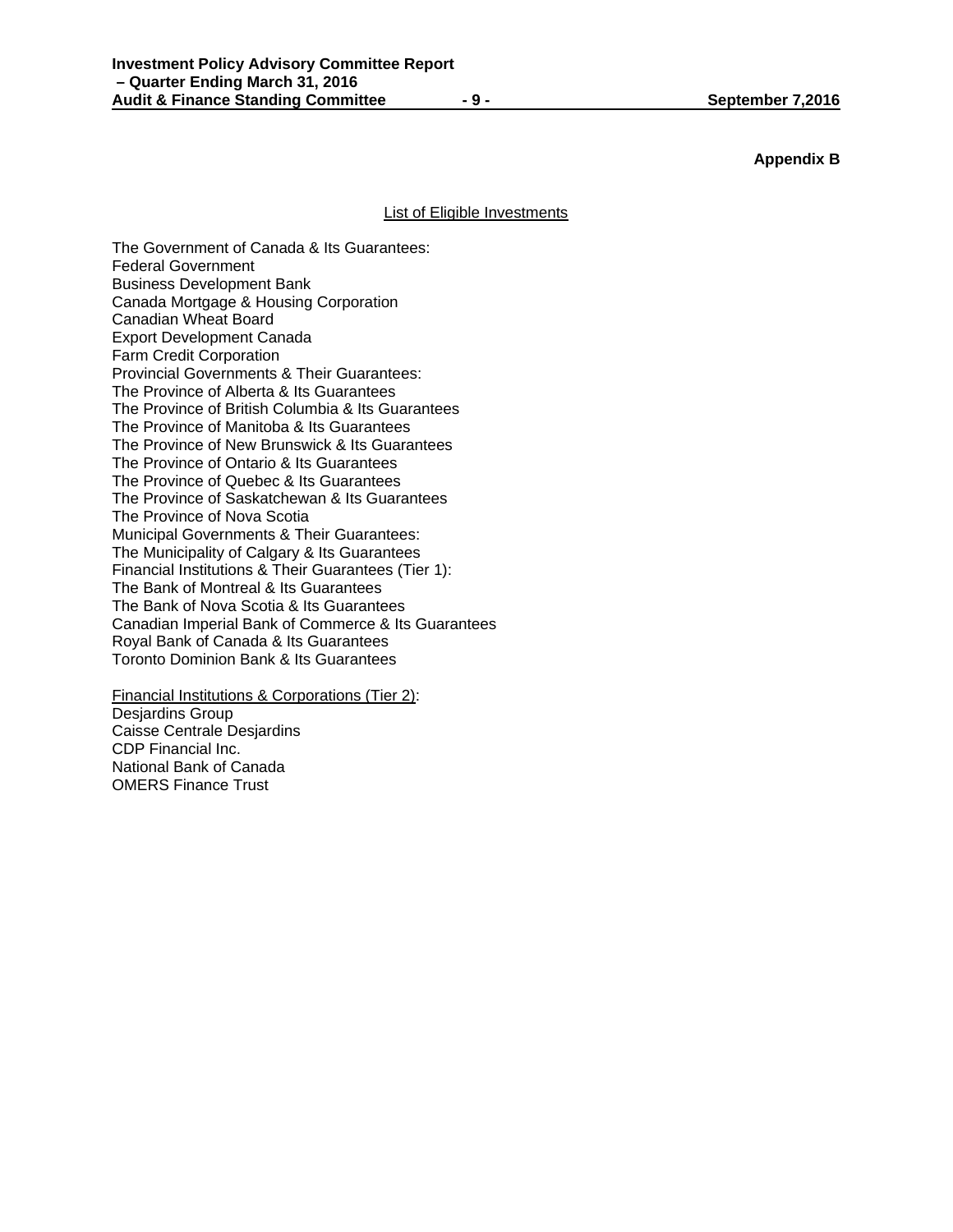**Appendix B**

List of Eligible Investments

The Government of Canada & Its Guarantees:
Federal Government
Business Development Bank
Canada Mortgage & Housing Corporation
Canadian Wheat Board
Export Development Canada
Farm Credit Corporation
Provincial Governments & Their Guarantees:
The Province of Alberta & Its Guarantees
The Province of British Columbia & Its Guarantees
The Province of Manitoba & Its Guarantees
The Province of New Brunswick & Its Guarantees
The Province of Ontario & Its Guarantees
The Province of Quebec & Its Guarantees
The Province of Saskatchewan & Its Guarantees
The Province of Nova Scotia
Municipal Governments & Their Guarantees:
The Municipality of Calgary & Its Guarantees
Financial Institutions & Their Guarantees (Tier 1):
The Bank of Montreal & Its Guarantees
The Bank of Nova Scotia & Its Guarantees
Canadian Imperial Bank of Commerce & Its Guarantees
Royal Bank of Canada & Its Guarantees
Toronto Dominion Bank & Its Guarantees

Financial Institutions & Corporations (Tier 2):
Desjardins Group
Caisse Centrale Desjardins
CDP Financial Inc.
National Bank of Canada
OMERS Finance Trust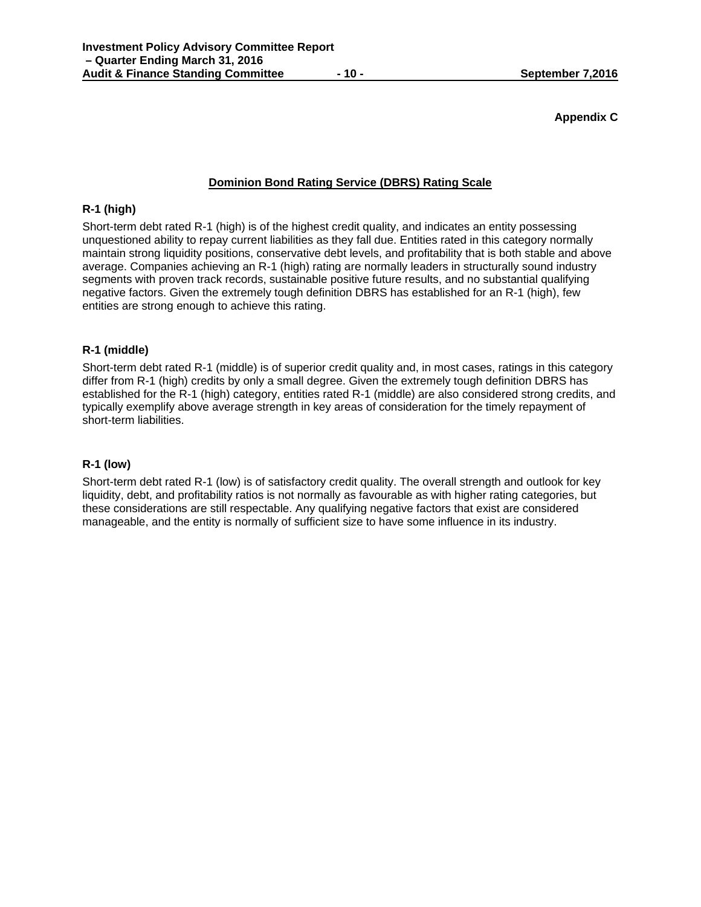**Appendix C**

## Dominion Bond Rating Service (DBRS) Rating Scale

**R-1 (high)**

Short-term debt rated R-1 (high) is of the highest credit quality, and indicates an entity possessing unquestioned ability to repay current liabilities as they fall due. Entities rated in this category normally maintain strong liquidity positions, conservative debt levels, and profitability that is both stable and above average. Companies achieving an R-1 (high) rating are normally leaders in structurally sound industry segments with proven track records, sustainable positive future results, and no substantial qualifying negative factors. Given the extremely tough definition DBRS has established for an R-1 (high), few entities are strong enough to achieve this rating.

**R-1 (middle)**

Short-term debt rated R-1 (middle) is of superior credit quality and, in most cases, ratings in this category differ from R-1 (high) credits by only a small degree. Given the extremely tough definition DBRS has established for the R-1 (high) category, entities rated R-1 (middle) are also considered strong credits, and typically exemplify above average strength in key areas of consideration for the timely repayment of short-term liabilities.

**R-1 (low)**

Short-term debt rated R-1 (low) is of satisfactory credit quality. The overall strength and outlook for key liquidity, debt, and profitability ratios is not normally as favourable as with higher rating categories, but these considerations are still respectable. Any qualifying negative factors that exist are considered manageable, and the entity is normally of sufficient size to have some influence in its industry.